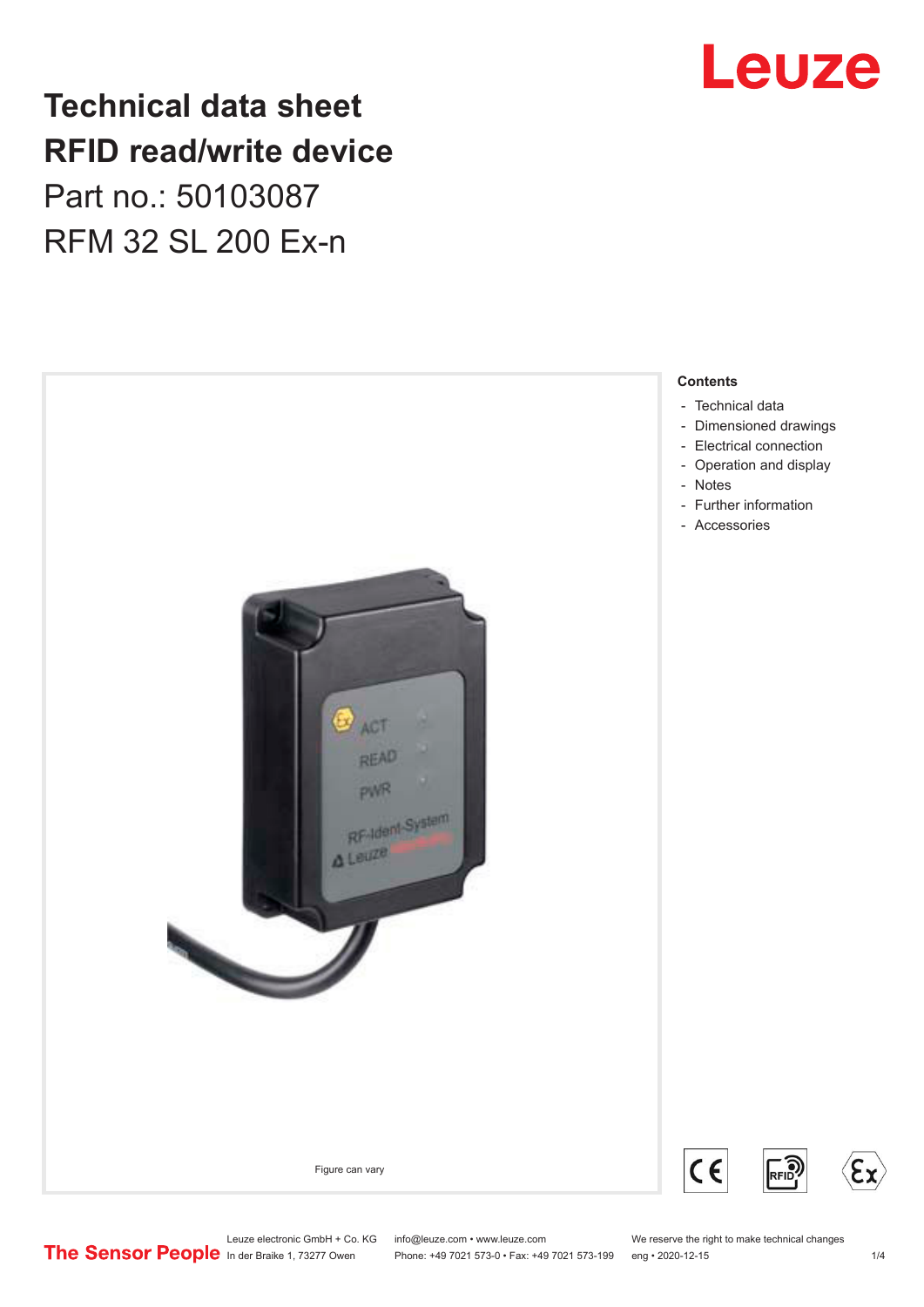# Technical data sheet
# RFID read/write device

Part no.: 50103087

RFM 32 SL 200 Ex-n

Figure can vary

**Contents**

- Technical data
- Dimensioned drawings
- Electrical connection
- Operation and display
- Notes
- Further information
- Accessories

Leuze electronic GmbH + Co. KG
In der Braike 1, 73277 Owen

info@leuze.com • www.leuze.com
Phone: +49 7021 573-0 • Fax: +49 7021 573-199

We reserve the right to make technical changes
eng • 2020-12-15

The Sensor People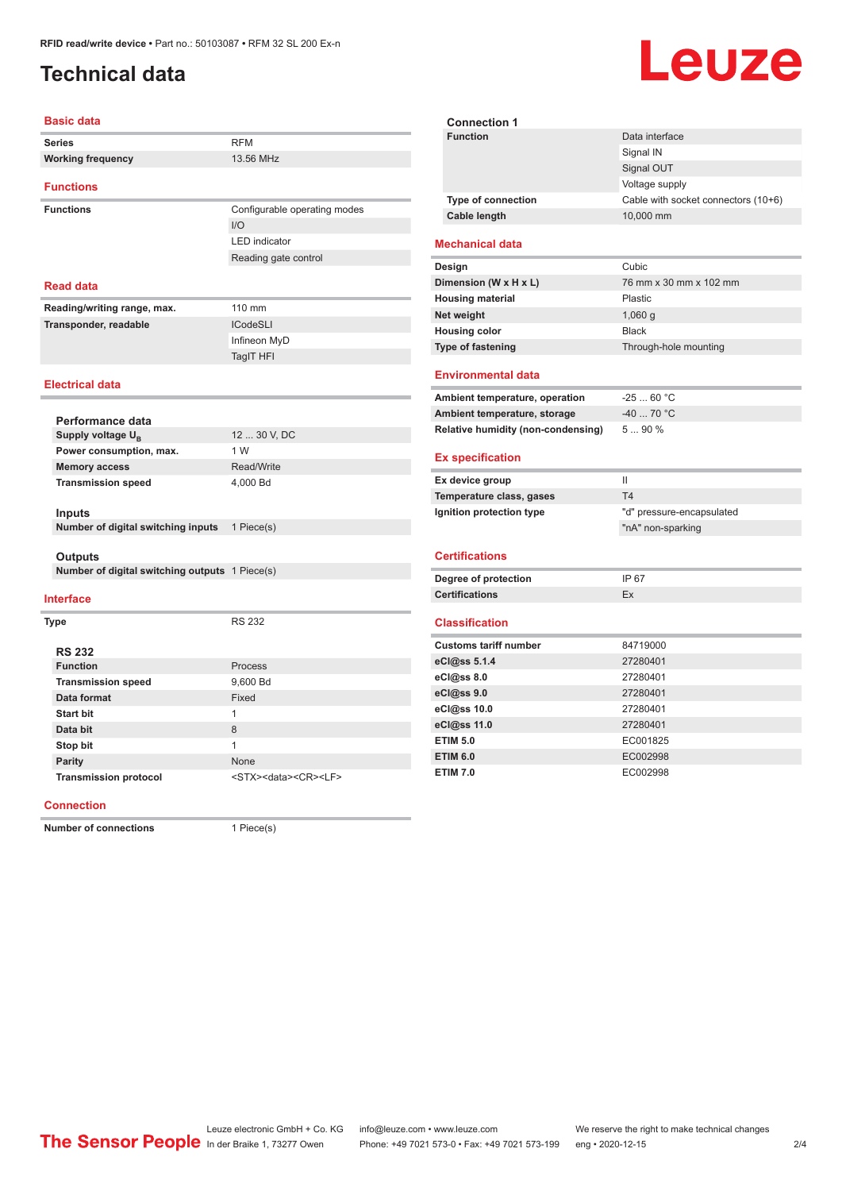RFID read/write device • Part no.: 50103087 • RFM 32 SL 200 Ex-n

# Technical data

## Basic data

| | |
|---|---|
| **Series** | RFM |
| **Working frequency** | 13.56 MHz |

## Functions

| | |
|---|---|
| **Functions** | Configurable operating modes |
| | I/O |
| | LED indicator |
| | Reading gate control |

## Read data

| | |
|---|---|
| **Reading/writing range, max.** | 110 mm |
| **Transponder, readable** | ICodeSLI |
| | Infineon MyD |
| | TagIT HFI |

## Electrical data

### Performance data

| | |
|---|---|
| **Supply voltage $U_B$** | 12 ... 30 V, DC |
| **Power consumption, max.** | 1 W |
| **Memory access** | Read/Write |
| **Transmission speed** | 4,000 Bd |

### Inputs

| | |
|---|---|
| **Number of digital switching inputs** | 1 Piece(s) |

### Outputs

| | |
|---|---|
| **Number of digital switching outputs** | 1 Piece(s) |

## Interface

| | |
|---|---|
| **Type** | RS 232 |

### RS 232

| | |
|---|---|
| **Function** | Process |
| **Transmission speed** | 9,600 Bd |
| **Data format** | Fixed |
| **Start bit** | 1 |
| **Data bit** | 8 |
| **Stop bit** | 1 |
| **Parity** | None |
| **Transmission protocol** | <STX><data><CR><LF> |

## Connection

| | |
|---|---|
| **Number of connections** | 1 Piece(s) |

### Connection 1

| | |
|---|---|
| **Function** | Data interface |
| | Signal IN |
| | Signal OUT |
| | Voltage supply |
| **Type of connection** | Cable with socket connectors (10+6) |
| **Cable length** | 10,000 mm |

## Mechanical data

| | |
|---|---|
| **Design** | Cubic |
| **Dimension (W x H x L)** | 76 mm x 30 mm x 102 mm |
| **Housing material** | Plastic |
| **Net weight** | 1,060 g |
| **Housing color** | Black |
| **Type of fastening** | Through-hole mounting |

## Environmental data

| | |
|---|---|
| **Ambient temperature, operation** | -25 ... 60 °C |
| **Ambient temperature, storage** | -40 ... 70 °C |
| **Relative humidity (non-condensing)** | 5 ... 90 % |

## Ex specification

| | |
|---|---|
| **Ex device group** | II |
| **Temperature class, gases** | T4 |
| **Ignition protection type** | "d" pressure-encapsulated |
| | "nA" non-sparking |

## Certifications

| | |
|---|---|
| **Degree of protection** | IP 67 |
| **Certifications** | Ex |

## Classification

| | |
|---|---|
| **Customs tariff number** | 84719000 |
| **eCl@ss 5.1.4** | 27280401 |
| **eCl@ss 8.0** | 27280401 |
| **eCl@ss 9.0** | 27280401 |
| **eCl@ss 10.0** | 27280401 |
| **eCl@ss 11.0** | 27280401 |
| **ETIM 5.0** | EC001825 |
| **ETIM 6.0** | EC002998 |
| **ETIM 7.0** | EC002998 |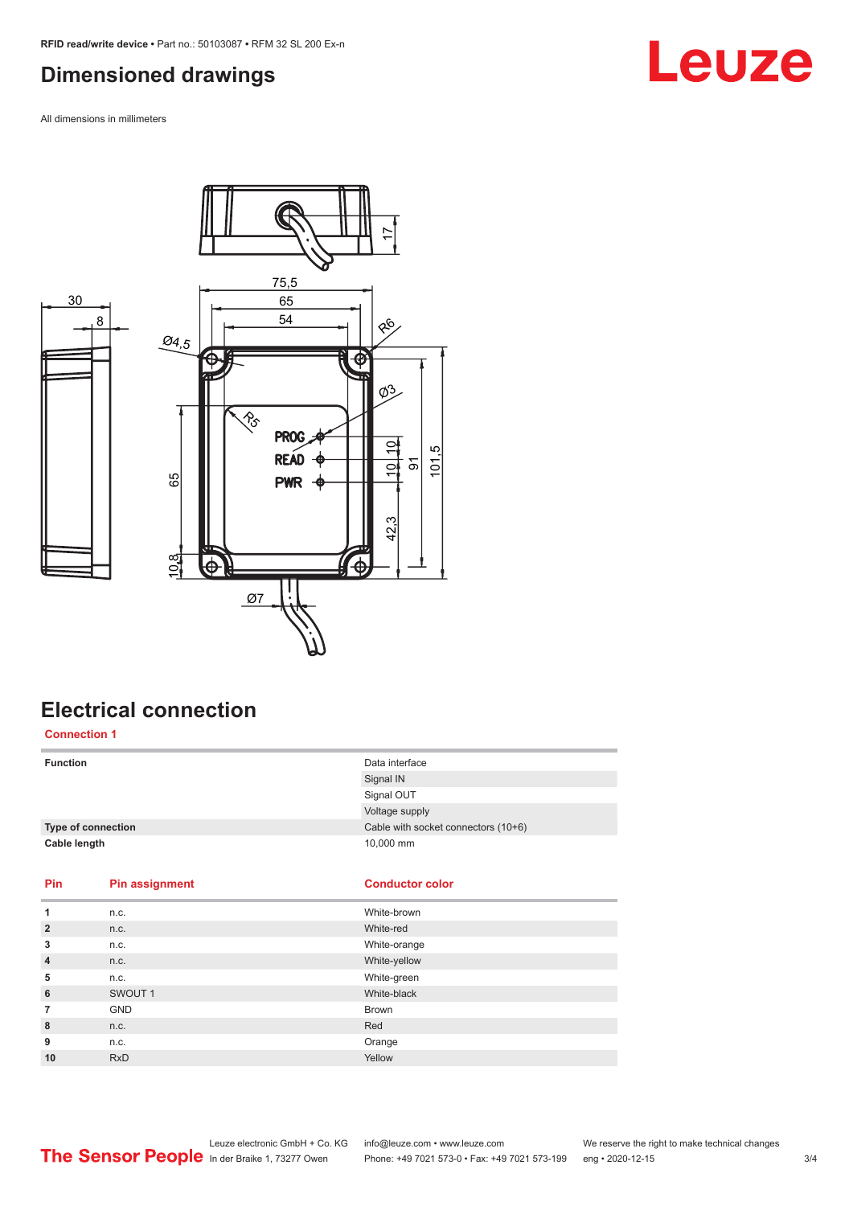## Dimensioned drawings

All dimensions in millimeters

## Electrical connection

**Connection 1**

| | |
|---|---|
| **Function** | Data interface |
| | Signal IN |
| | Signal OUT |
| | Voltage supply |
| **Type of connection** | Cable with socket connectors (10+6) |
| **Cable length** | 10,000 mm |

| Pin | Pin assignment | Conductor color |
|---|---|---|
| **1** | n.c. | White-brown |
| **2** | n.c. | White-red |
| **3** | n.c. | White-orange |
| **4** | n.c. | White-yellow |
| **5** | n.c. | White-green |
| **6** | SWOUT 1 | White-black |
| **7** | GND | Brown |
| **8** | n.c. | Red |
| **9** | n.c. | Orange |
| **10** | RxD | Yellow |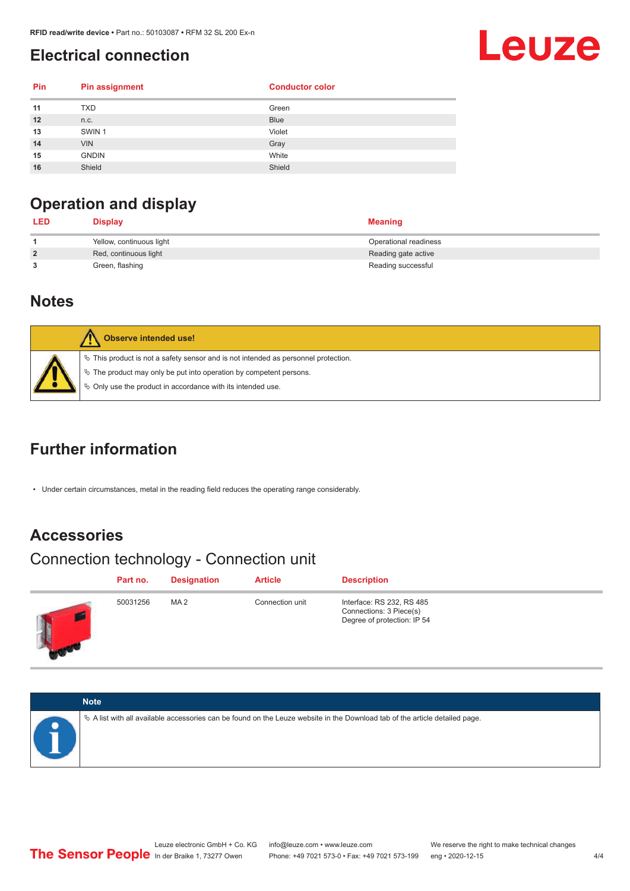## Electrical connection

| Pin | Pin assignment | Conductor color |
|---|---|---|
| 11 | TXD | Green |
| 12 | n.c. | Blue |
| 13 | SWIN 1 | Violet |
| 14 | VIN | Gray |
| 15 | GNDIN | White |
| 16 | Shield | Shield |

## Operation and display

| LED | Display | Meaning |
|---|---|---|
| 1 | Yellow, continuous light | Operational readiness |
| 2 | Red, continuous light | Reading gate active |
| 3 | Green, flashing | Reading successful |

## Notes

**Observe intended use!**

- This product is not a safety sensor and is not intended as personnel protection.
- The product may only be put into operation by competent persons.
- Only use the product in accordance with its intended use.

## Further information

- Under certain circumstances, metal in the reading field reduces the operating range considerably.

## Accessories

### Connection technology - Connection unit

| Part no. | Designation | Article | Description |
|---|---|---|---|
| 50031256 | MA 2 | Connection unit | Interface: RS 232, RS 485<br>Connections: 3 Piece(s)<br>Degree of protection: IP 54 |

**Note**

- A list with all available accessories can be found on the Leuze website in the Download tab of the article detailed page.